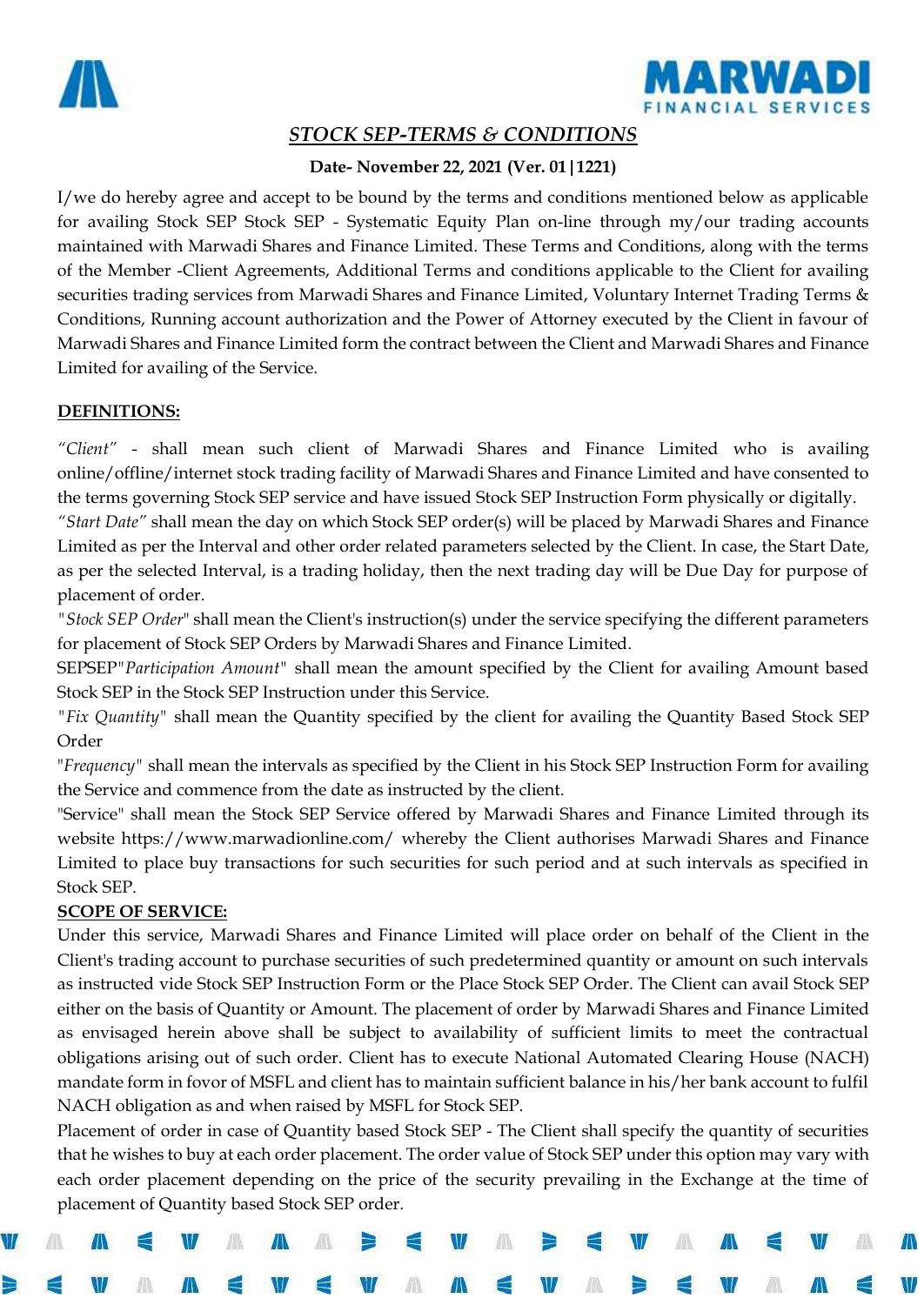## *STOCK SEP-TERMS & CONDITIONS*

**Date- November 22, 2021 (Ver. 01|1221)**

I/we do hereby agree and accept to be bound by the terms and conditions mentioned below as applicable for availing Stock SEP Stock SEP - Systematic Equity Plan on-line through my/our trading accounts maintained with Marwadi Shares and Finance Limited. These Terms and Conditions, along with the terms of the Member -Client Agreements, Additional Terms and conditions applicable to the Client for availing securities trading services from Marwadi Shares and Finance Limited, Voluntary Internet Trading Terms & Conditions, Running account authorization and the Power of Attorney executed by the Client in favour of Marwadi Shares and Finance Limited form the contract between the Client and Marwadi Shares and Finance Limited for availing of the Service.

**DEFINITIONS:**

*"Client"* - shall mean such client of Marwadi Shares and Finance Limited who is availing online/offline/internet stock trading facility of Marwadi Shares and Finance Limited and have consented to the terms governing Stock SEP service and have issued Stock SEP Instruction Form physically or digitally.

*"Start Date"* shall mean the day on which Stock SEP order(s) will be placed by Marwadi Shares and Finance Limited as per the Interval and other order related parameters selected by the Client. In case, the Start Date, as per the selected Interval, is a trading holiday, then the next trading day will be Due Day for purpose of placement of order.

"*Stock SEP Order*" shall mean the Client's instruction(s) under the service specifying the different parameters for placement of Stock SEP Orders by Marwadi Shares and Finance Limited.

SEPSEP"*Participation Amount*" shall mean the amount specified by the Client for availing Amount based Stock SEP in the Stock SEP Instruction under this Service.

"*Fix Quantity*" shall mean the Quantity specified by the client for availing the Quantity Based Stock SEP Order

"*Frequency*" shall mean the intervals as specified by the Client in his Stock SEP Instruction Form for availing the Service and commence from the date as instructed by the client.

"Service" shall mean the Stock SEP Service offered by Marwadi Shares and Finance Limited through its website https://www.marwadionline.com/ whereby the Client authorises Marwadi Shares and Finance Limited to place buy transactions for such securities for such period and at such intervals as specified in Stock SEP.

**SCOPE OF SERVICE:**

Under this service, Marwadi Shares and Finance Limited will place order on behalf of the Client in the Client's trading account to purchase securities of such predetermined quantity or amount on such intervals as instructed vide Stock SEP Instruction Form or the Place Stock SEP Order. The Client can avail Stock SEP either on the basis of Quantity or Amount. The placement of order by Marwadi Shares and Finance Limited as envisaged herein above shall be subject to availability of sufficient limits to meet the contractual obligations arising out of such order. Client has to execute National Automated Clearing House (NACH) mandate form in fovor of MSFL and client has to maintain sufficient balance in his/her bank account to fulfil NACH obligation as and when raised by MSFL for Stock SEP.

Placement of order in case of Quantity based Stock SEP - The Client shall specify the quantity of securities that he wishes to buy at each order placement. The order value of Stock SEP under this option may vary with each order placement depending on the price of the security prevailing in the Exchange at the time of placement of Quantity based Stock SEP order.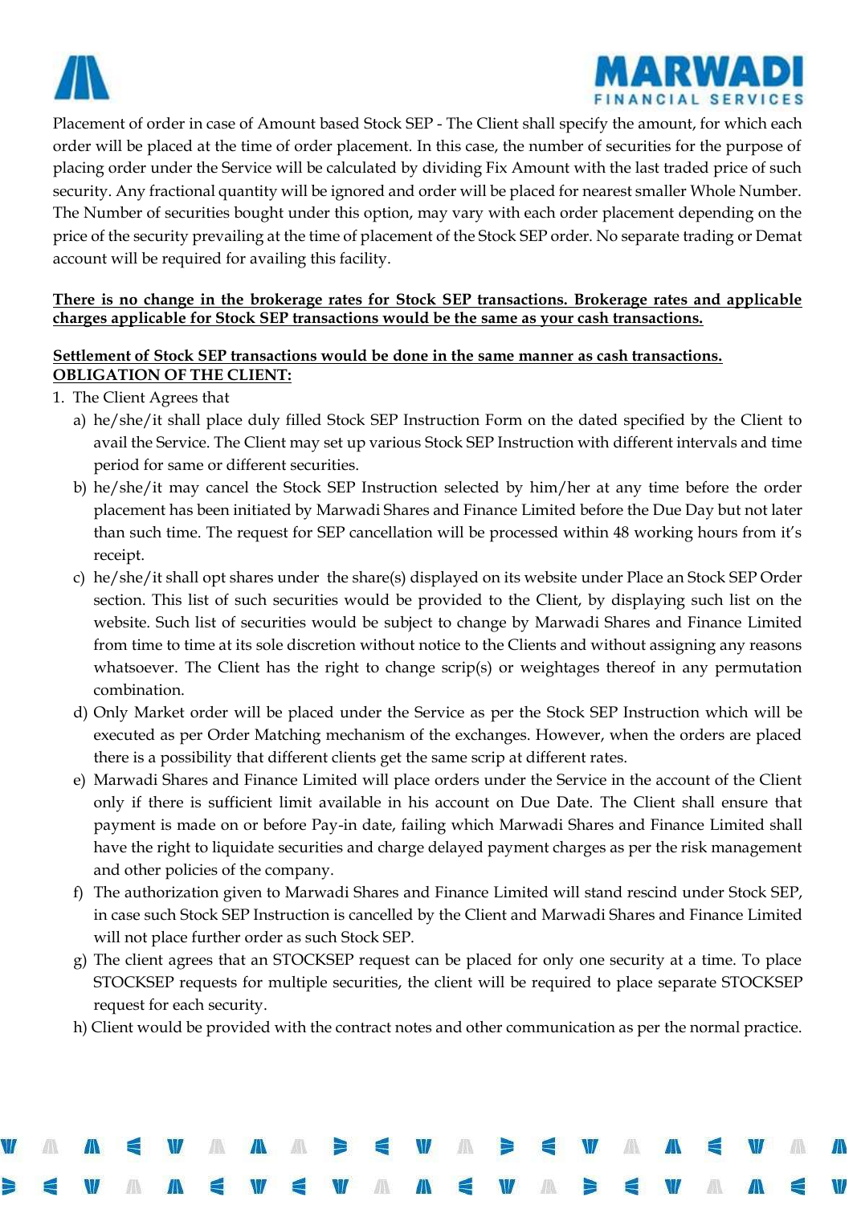Placement of order in case of Amount based Stock SEP - The Client shall specify the amount, for which each order will be placed at the time of order placement. In this case, the number of securities for the purpose of placing order under the Service will be calculated by dividing Fix Amount with the last traded price of such security. Any fractional quantity will be ignored and order will be placed for nearest smaller Whole Number. The Number of securities bought under this option, may vary with each order placement depending on the price of the security prevailing at the time of placement of the Stock SEP order. No separate trading or Demat account will be required for availing this facility.

**There is no change in the brokerage rates for Stock SEP transactions. Brokerage rates and applicable charges applicable for Stock SEP transactions would be the same as your cash transactions.**

**Settlement of Stock SEP transactions would be done in the same manner as cash transactions.**

**OBLIGATION OF THE CLIENT:**

1. The Client Agrees that
   a) he/she/it shall place duly filled Stock SEP Instruction Form on the dated specified by the Client to avail the Service. The Client may set up various Stock SEP Instruction with different intervals and time period for same or different securities.
   b) he/she/it may cancel the Stock SEP Instruction selected by him/her at any time before the order placement has been initiated by Marwadi Shares and Finance Limited before the Due Day but not later than such time. The request for SEP cancellation will be processed within 48 working hours from it's receipt.
   c) he/she/it shall opt shares under the share(s) displayed on its website under Place an Stock SEP Order section. This list of such securities would be provided to the Client, by displaying such list on the website. Such list of securities would be subject to change by Marwadi Shares and Finance Limited from time to time at its sole discretion without notice to the Clients and without assigning any reasons whatsoever. The Client has the right to change scrip(s) or weightages thereof in any permutation combination.
   d) Only Market order will be placed under the Service as per the Stock SEP Instruction which will be executed as per Order Matching mechanism of the exchanges. However, when the orders are placed there is a possibility that different clients get the same scrip at different rates.
   e) Marwadi Shares and Finance Limited will place orders under the Service in the account of the Client only if there is sufficient limit available in his account on Due Date. The Client shall ensure that payment is made on or before Pay-in date, failing which Marwadi Shares and Finance Limited shall have the right to liquidate securities and charge delayed payment charges as per the risk management and other policies of the company.
   f) The authorization given to Marwadi Shares and Finance Limited will stand rescind under Stock SEP, in case such Stock SEP Instruction is cancelled by the Client and Marwadi Shares and Finance Limited will not place further order as such Stock SEP.
   g) The client agrees that an STOCKSEP request can be placed for only one security at a time. To place STOCKSEP requests for multiple securities, the client will be required to place separate STOCKSEP request for each security.
   h) Client would be provided with the contract notes and other communication as per the normal practice.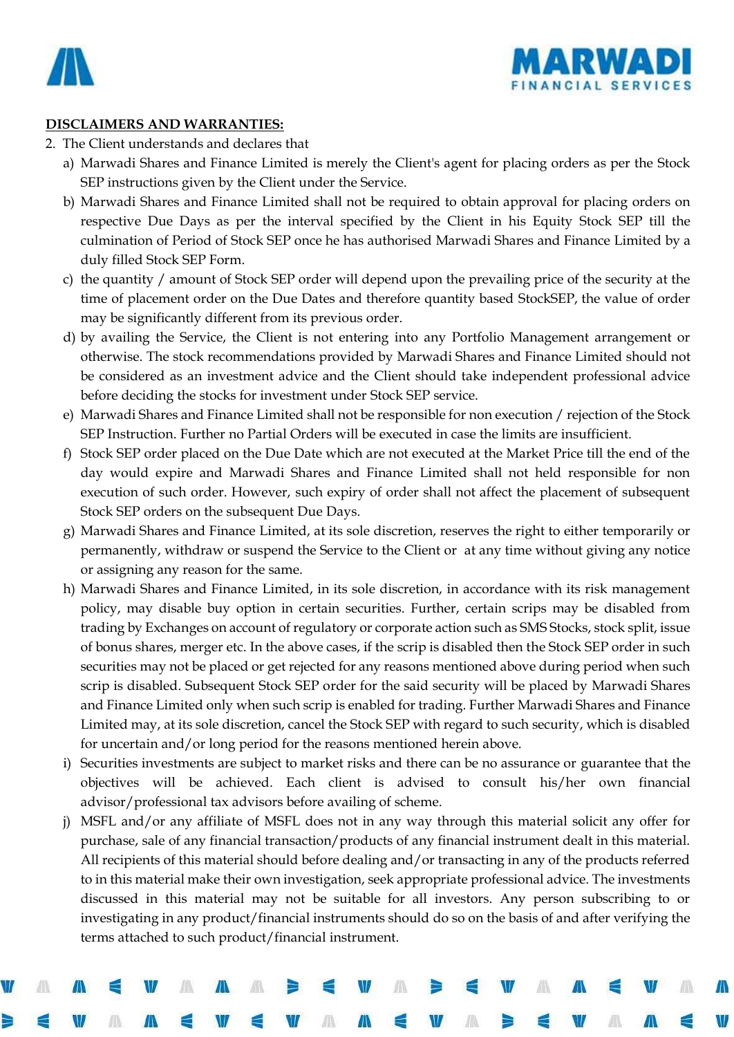**DISCLAIMERS AND WARRANTIES:**

2. The Client understands and declares that
   a) Marwadi Shares and Finance Limited is merely the Client's agent for placing orders as per the Stock SEP instructions given by the Client under the Service.
   b) Marwadi Shares and Finance Limited shall not be required to obtain approval for placing orders on respective Due Days as per the interval specified by the Client in his Equity Stock SEP till the culmination of Period of Stock SEP once he has authorised Marwadi Shares and Finance Limited by a duly filled Stock SEP Form.
   c) the quantity / amount of Stock SEP order will depend upon the prevailing price of the security at the time of placement order on the Due Dates and therefore quantity based StockSEP, the value of order may be significantly different from its previous order.
   d) by availing the Service, the Client is not entering into any Portfolio Management arrangement or otherwise. The stock recommendations provided by Marwadi Shares and Finance Limited should not be considered as an investment advice and the Client should take independent professional advice before deciding the stocks for investment under Stock SEP service.
   e) Marwadi Shares and Finance Limited shall not be responsible for non execution / rejection of the Stock SEP Instruction. Further no Partial Orders will be executed in case the limits are insufficient.
   f) Stock SEP order placed on the Due Date which are not executed at the Market Price till the end of the day would expire and Marwadi Shares and Finance Limited shall not held responsible for non execution of such order. However, such expiry of order shall not affect the placement of subsequent Stock SEP orders on the subsequent Due Days.
   g) Marwadi Shares and Finance Limited, at its sole discretion, reserves the right to either temporarily or permanently, withdraw or suspend the Service to the Client or at any time without giving any notice or assigning any reason for the same.
   h) Marwadi Shares and Finance Limited, in its sole discretion, in accordance with its risk management policy, may disable buy option in certain securities. Further, certain scrips may be disabled from trading by Exchanges on account of regulatory or corporate action such as SMS Stocks, stock split, issue of bonus shares, merger etc. In the above cases, if the scrip is disabled then the Stock SEP order in such securities may not be placed or get rejected for any reasons mentioned above during period when such scrip is disabled. Subsequent Stock SEP order for the said security will be placed by Marwadi Shares and Finance Limited only when such scrip is enabled for trading. Further Marwadi Shares and Finance Limited may, at its sole discretion, cancel the Stock SEP with regard to such security, which is disabled for uncertain and/or long period for the reasons mentioned herein above.
   i) Securities investments are subject to market risks and there can be no assurance or guarantee that the objectives will be achieved. Each client is advised to consult his/her own financial advisor/professional tax advisors before availing of scheme.
   j) MSFL and/or any affiliate of MSFL does not in any way through this material solicit any offer for purchase, sale of any financial transaction/products of any financial instrument dealt in this material. All recipients of this material should before dealing and/or transacting in any of the products referred to in this material make their own investigation, seek appropriate professional advice. The investments discussed in this material may not be suitable for all investors. Any person subscribing to or investigating in any product/financial instruments should do so on the basis of and after verifying the terms attached to such product/financial instrument.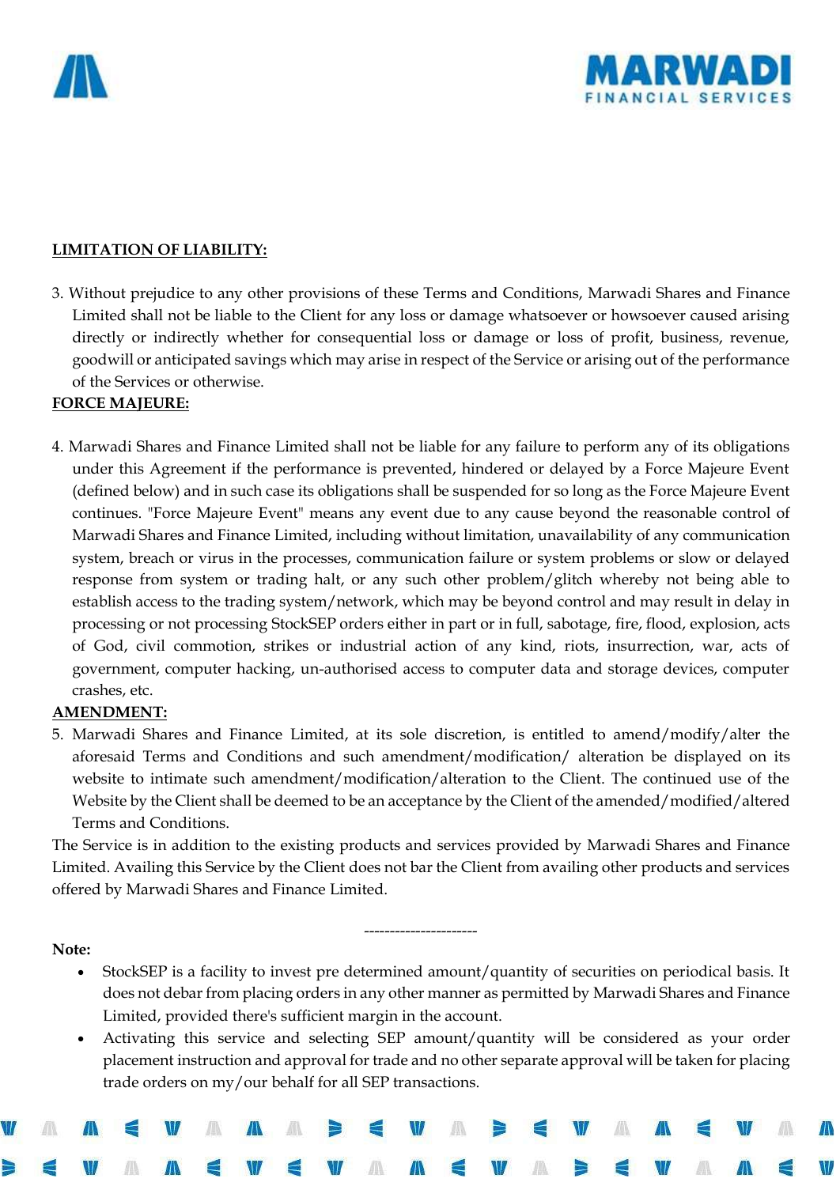**LIMITATION OF LIABILITY:**

3. Without prejudice to any other provisions of these Terms and Conditions, Marwadi Shares and Finance Limited shall not be liable to the Client for any loss or damage whatsoever or howsoever caused arising directly or indirectly whether for consequential loss or damage or loss of profit, business, revenue, goodwill or anticipated savings which may arise in respect of the Service or arising out of the performance of the Services or otherwise.

**FORCE MAJEURE:**

4. Marwadi Shares and Finance Limited shall not be liable for any failure to perform any of its obligations under this Agreement if the performance is prevented, hindered or delayed by a Force Majeure Event (defined below) and in such case its obligations shall be suspended for so long as the Force Majeure Event continues. "Force Majeure Event" means any event due to any cause beyond the reasonable control of Marwadi Shares and Finance Limited, including without limitation, unavailability of any communication system, breach or virus in the processes, communication failure or system problems or slow or delayed response from system or trading halt, or any such other problem/glitch whereby not being able to establish access to the trading system/network, which may be beyond control and may result in delay in processing or not processing StockSEP orders either in part or in full, sabotage, fire, flood, explosion, acts of God, civil commotion, strikes or industrial action of any kind, riots, insurrection, war, acts of government, computer hacking, un-authorised access to computer data and storage devices, computer crashes, etc.

**AMENDMENT:**

5. Marwadi Shares and Finance Limited, at its sole discretion, is entitled to amend/modify/alter the aforesaid Terms and Conditions and such amendment/modification/ alteration be displayed on its website to intimate such amendment/modification/alteration to the Client. The continued use of the Website by the Client shall be deemed to be an acceptance by the Client of the amended/modified/altered Terms and Conditions.

The Service is in addition to the existing products and services provided by Marwadi Shares and Finance Limited. Availing this Service by the Client does not bar the Client from availing other products and services offered by Marwadi Shares and Finance Limited.

---------------------

**Note:**

- StockSEP is a facility to invest pre determined amount/quantity of securities on periodical basis. It does not debar from placing orders in any other manner as permitted by Marwadi Shares and Finance Limited, provided there's sufficient margin in the account.
- Activating this service and selecting SEP amount/quantity will be considered as your order placement instruction and approval for trade and no other separate approval will be taken for placing trade orders on my/our behalf for all SEP transactions.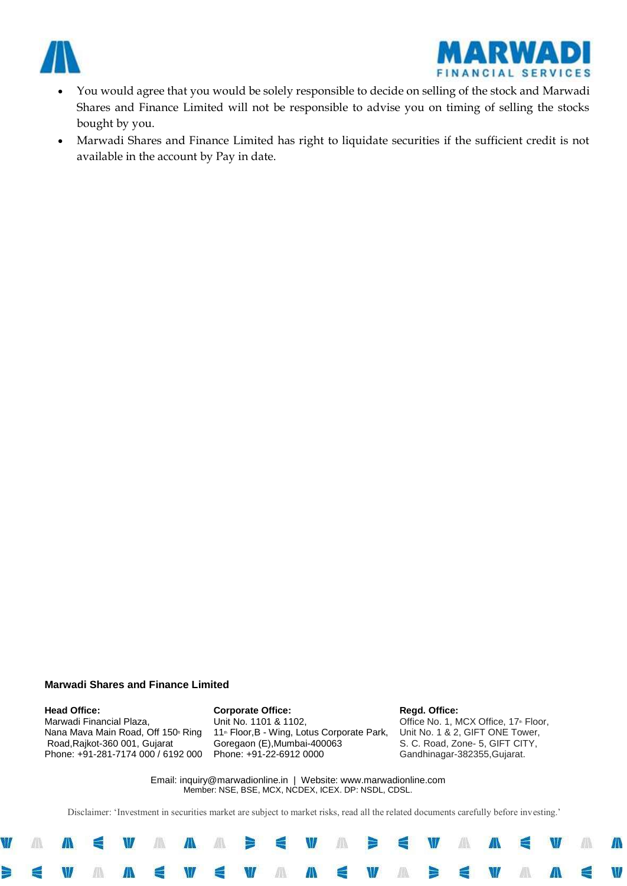- You would agree that you would be solely responsible to decide on selling of the stock and Marwadi Shares and Finance Limited will not be responsible to advise you on timing of selling the stocks bought by you.
- Marwadi Shares and Finance Limited has right to liquidate securities if the sufficient credit is not available in the account by Pay in date.

**Marwadi Shares and Finance Limited**

**Head Office:**
Marwadi Financial Plaza,
Nana Mava Main Road, Off 150th Ring Road,Rajkot-360 001, Gujarat
Phone: +91-281-7174 000 / 6192 000

**Corporate Office:**
Unit No. 1101 & 1102,
11th Floor,B - Wing, Lotus Corporate Park,
Goregaon (E),Mumbai-400063
Phone: +91-22-6912 0000

**Regd. Office:**
Office No. 1, MCX Office, 17th Floor,
Unit No. 1 & 2, GIFT ONE Tower,
S. C. Road, Zone- 5, GIFT CITY,
Gandhinagar-382355,Gujarat.

Email: inquiry@marwadionline.in | Website: www.marwadionline.com
Member: NSE, BSE, MCX, NCDEX, ICEX. DP: NSDL, CDSL.

Disclaimer: 'Investment in securities market are subject to market risks, read all the related documents carefully before investing.'